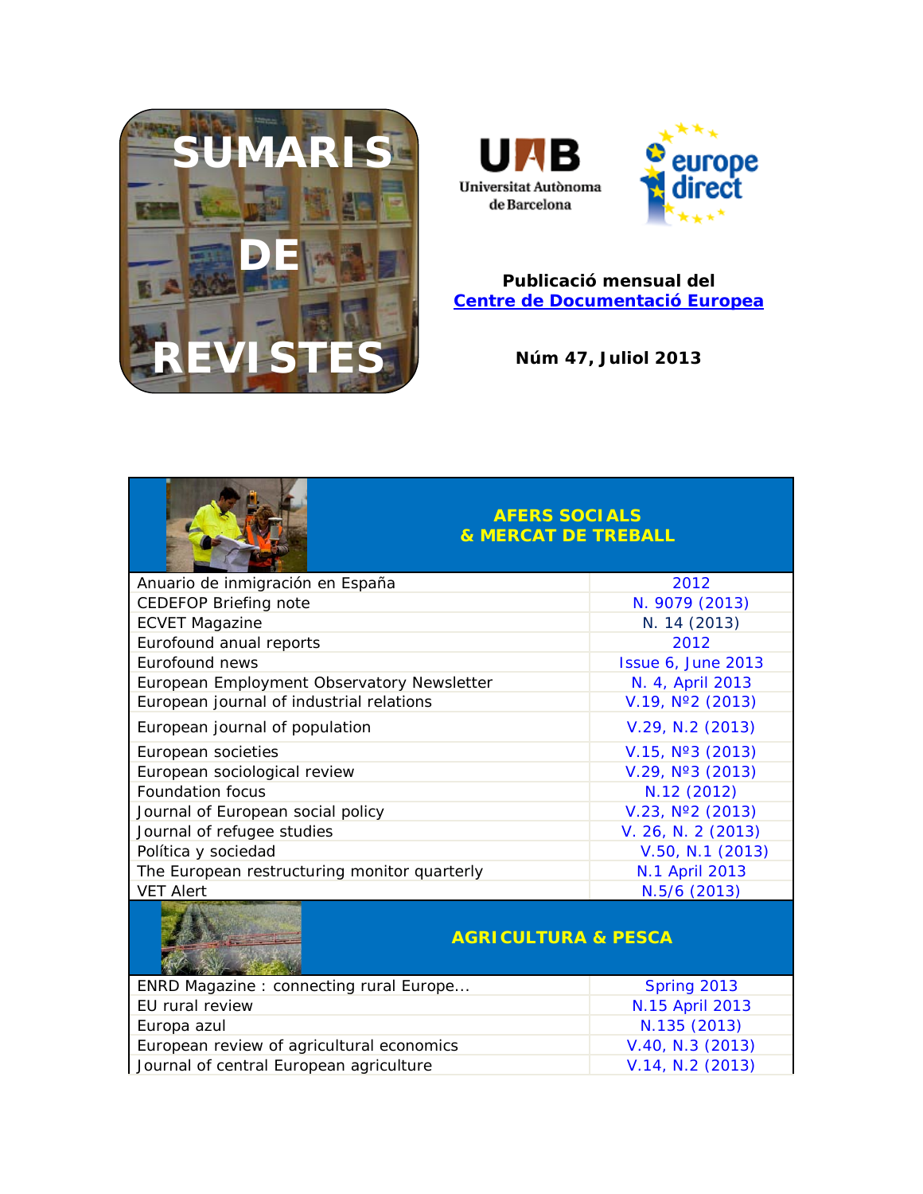# SUMARIS DE REVISTES

**Publicació mensual del**
**Centre de Documentació Europea**

**Núm 47, Juliol 2013**

| AFERS SOCIALS & MERCAT DE TREBALL | |
|---|---|
| Anuario de inmigración en España | 2012 |
| CEDEFOP Briefing note | N. 9079 (2013) |
| ECVET Magazine | N. 14 (2013) |
| Eurofound anual reports | 2012 |
| Eurofound news | Issue 6, June 2013 |
| European Employment Observatory Newsletter | N. 4, April 2013 |
| European journal of industrial relations | V.19, Nº2 (2013) |
| European journal of population | V.29, N.2 (2013) |
| European societies | V.15, Nº3 (2013) |
| European sociological review | V.29, Nº3 (2013) |
| Foundation focus | N.12 (2012) |
| Journal of European social policy | V.23, Nº2 (2013) |
| Journal of refugee studies | V. 26, N. 2 (2013) |
| Política y sociedad | V.50, N.1 (2013) |
| The European restructuring monitor quarterly | N.1 April 2013 |
| VET Alert | N.5/6 (2013) |

| AGRICULTURA & PESCA | |
|---|---|
| ENRD Magazine : connecting rural Europe... | Spring 2013 |
| EU rural review | N.15 April 2013 |
| Europa azul | N.135 (2013) |
| European review of agricultural economics | V.40, N.3 (2013) |
| Journal of central European agriculture | V.14, N.2 (2013) |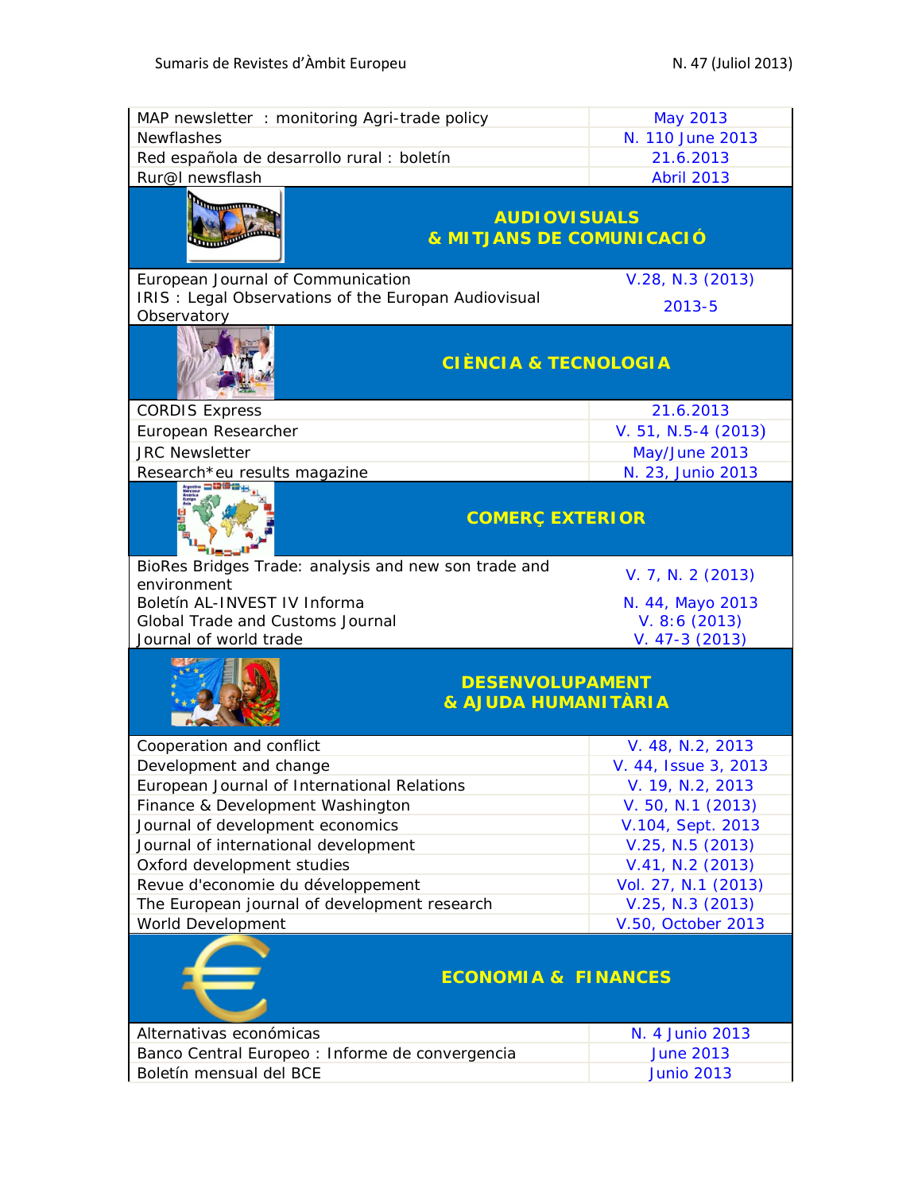| | |
|---|---|
| MAP newsletter : monitoring Agri-trade policy | May 2013 |
| Newflashes | N. 110 June 2013 |
| Red española de desarrollo rural : boletín | 21.6.2013 |
| Rur@l newsflash | Abril 2013 |

## AUDIOVISUALS & MITJANS DE COMUNICACIÓ

| | |
|---|---|
| European Journal of Communication | V.28, N.3 (2013) |
| IRIS : Legal Observations of the Europan Audiovisual Observatory | 2013-5 |

## CIÈNCIA & TECNOLOGIA

| | |
|---|---|
| CORDIS Express | 21.6.2013 |
| European Researcher | V. 51, N.5-4 (2013) |
| JRC Newsletter | May/June 2013 |
| Research*eu results magazine | N. 23, Junio 2013 |

## COMERÇ EXTERIOR

| | |
|---|---|
| BioRes Bridges Trade: analysis and new son trade and environment | V. 7, N. 2 (2013) |
| Boletín AL-INVEST IV Informa | N. 44, Mayo 2013 |
| Global Trade and Customs Journal | V. 8:6 (2013) |
| Journal of world trade | V. 47-3 (2013) |

## DESENVOLUPAMENT & AJUDA HUMANITÀRIA

| | |
|---|---|
| Cooperation and conflict | V. 48, N.2, 2013 |
| Development and change | V. 44, Issue 3, 2013 |
| European Journal of International Relations | V. 19, N.2, 2013 |
| Finance & Development Washington | V. 50, N.1 (2013) |
| Journal of development economics | V.104, Sept. 2013 |
| Journal of international development | V.25, N.5 (2013) |
| Oxford development studies | V.41, N.2 (2013) |
| Revue d'economie du développement | Vol. 27, N.1 (2013) |
| The European journal of development research | V.25, N.3 (2013) |
| World Development | V.50, October 2013 |

## ECONOMIA & FINANCES

| | |
|---|---|
| Alternativas económicas | N. 4 Junio 2013 |
| Banco Central Europeo : Informe de convergencia | June 2013 |
| Boletín mensual del BCE | Junio 2013 |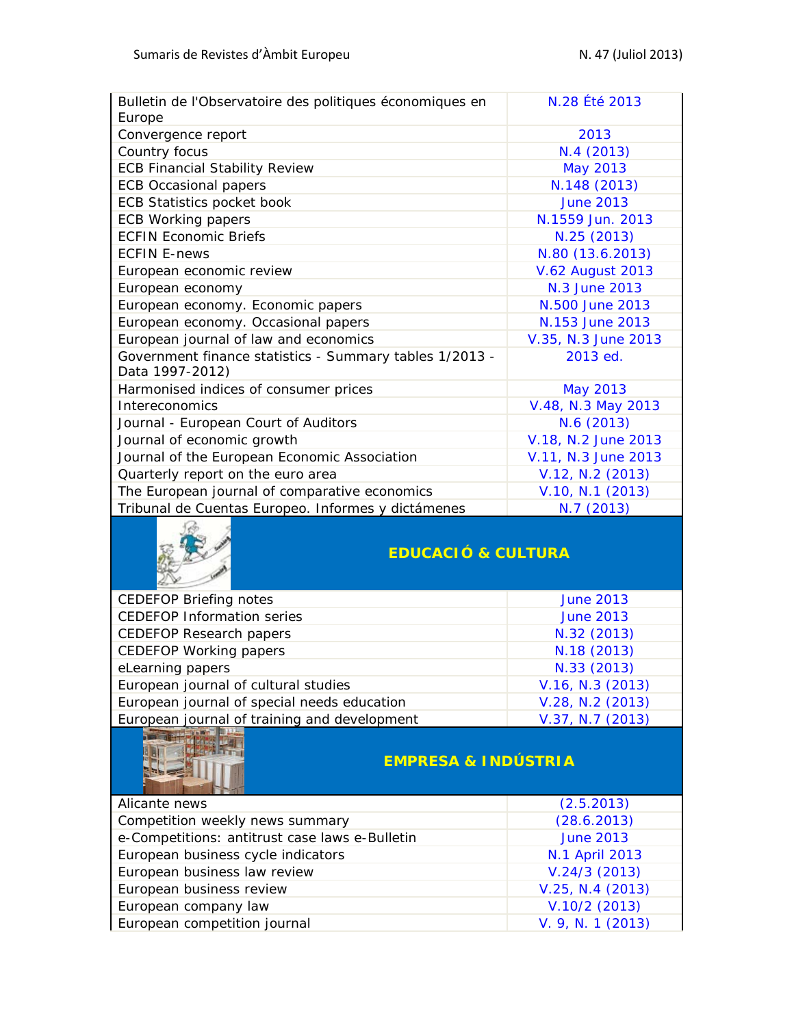| | |
|---|---|
| Bulletin de l'Observatoire des politiques économiques en Europe | N.28 Été 2013 |
| Convergence report | 2013 |
| Country focus | N.4 (2013) |
| ECB Financial Stability Review | May 2013 |
| ECB Occasional papers | N.148 (2013) |
| ECB Statistics pocket book | June 2013 |
| ECB Working papers | N.1559 Jun. 2013 |
| ECFIN Economic Briefs | N.25 (2013) |
| ECFIN E-news | N.80 (13.6.2013) |
| European economic review | V.62 August 2013 |
| European economy | N.3 June 2013 |
| European economy. Economic papers | N.500 June 2013 |
| European economy. Occasional papers | N.153 June 2013 |
| European journal of law and economics | V.35, N.3 June 2013 |
| Government finance statistics - Summary tables 1/2013 - Data 1997-2012) | 2013 ed. |
| Harmonised indices of consumer prices | May 2013 |
| Intereconomics | V.48, N.3 May 2013 |
| Journal - European Court of Auditors | N.6 (2013) |
| Journal of economic growth | V.18, N.2 June 2013 |
| Journal of the European Economic Association | V.11, N.3 June 2013 |
| Quarterly report on the euro area | V.12, N.2 (2013) |
| The European journal of comparative economics | V.10, N.1 (2013) |
| Tribunal de Cuentas Europeo. Informes y dictámenes | N.7 (2013) |

## EDUCACIÓ & CULTURA

| | |
|---|---|
| CEDEFOP Briefing notes | June 2013 |
| CEDEFOP Information series | June 2013 |
| CEDEFOP Research papers | N.32 (2013) |
| CEDEFOP Working papers | N.18 (2013) |
| eLearning papers | N.33 (2013) |
| European journal of cultural studies | V.16, N.3 (2013) |
| European journal of special needs education | V.28, N.2 (2013) |
| European journal of training and development | V.37, N.7 (2013) |

## EMPRESA & INDÚSTRIA

| | |
|---|---|
| Alicante news | (2.5.2013) |
| Competition weekly news summary | (28.6.2013) |
| e-Competitions: antitrust case laws e-Bulletin | June 2013 |
| European business cycle indicators | N.1 April 2013 |
| European business law review | V.24/3 (2013) |
| European business review | V.25, N.4 (2013) |
| European company law | V.10/2 (2013) |
| European competition journal | V. 9, N. 1 (2013) |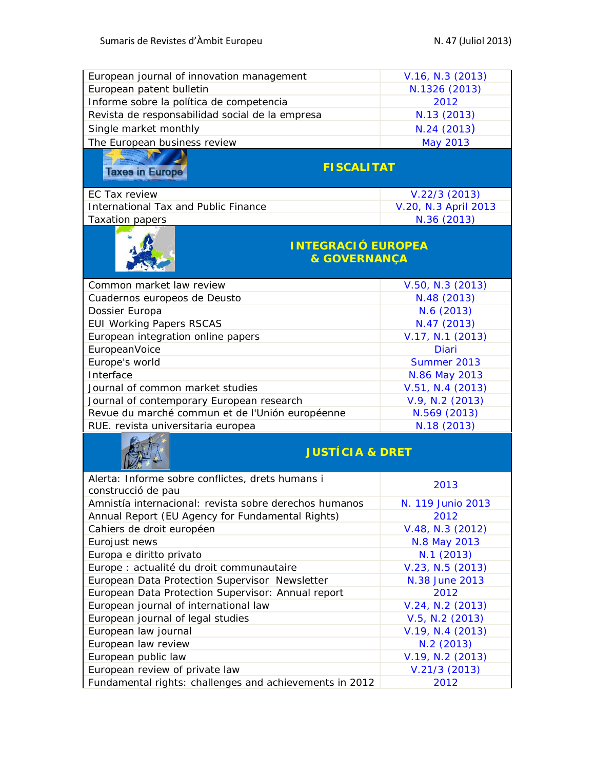| | |
|---|---|
| European journal of innovation management | V.16, N.3 (2013) |
| European patent bulletin | N.1326 (2013) |
| Informe sobre la política de competencia | 2012 |
| Revista de responsabilidad social de la empresa | N.13 (2013) |
| Single market monthly | N.24 (2013) |
| The European business review | May 2013 |

## FISCALITAT

| | |
|---|---|
| EC Tax review | V.22/3 (2013) |
| International Tax and Public Finance | V.20, N.3 April 2013 |
| Taxation papers | N.36 (2013) |

## INTEGRACIÓ EUROPEA & GOVERNANÇA

| | |
|---|---|
| Common market law review | V.50, N.3 (2013) |
| Cuadernos europeos de Deusto | N.48 (2013) |
| Dossier Europa | N.6 (2013) |
| EUI Working Papers RSCAS | N.47 (2013) |
| European integration online papers | V.17, N.1 (2013) |
| EuropeanVoice | Diari |
| Europe's world | Summer 2013 |
| Interface | N.86 May 2013 |
| Journal of common market studies | V.51, N.4 (2013) |
| Journal of contemporary European research | V.9, N.2 (2013) |
| Revue du marché commun et de l'Unión européenne | N.569 (2013) |
| RUE. revista universitaria europea | N.18 (2013) |

## JUSTÍCIA & DRET

| | |
|---|---|
| Alerta: Informe sobre conflictes, drets humans i construcció de pau | 2013 |
| Amnistía internacional: revista sobre derechos humanos | N. 119 Junio 2013 |
| Annual Report (EU Agency for Fundamental Rights) | 2012 |
| Cahiers de droit européen | V.48, N.3 (2012) |
| Eurojust news | N.8 May 2013 |
| Europa e diritto privato | N.1 (2013) |
| Europe : actualité du droit communautaire | V.23, N.5 (2013) |
| European Data Protection Supervisor Newsletter | N.38 June 2013 |
| European Data Protection Supervisor: Annual report | 2012 |
| European journal of international law | V.24, N.2 (2013) |
| European journal of legal studies | V.5, N.2 (2013) |
| European law journal | V.19, N.4 (2013) |
| European law review | N.2 (2013) |
| European public law | V.19, N.2 (2013) |
| European review of private law | V.21/3 (2013) |
| Fundamental rights: challenges and achievements in 2012 | 2012 |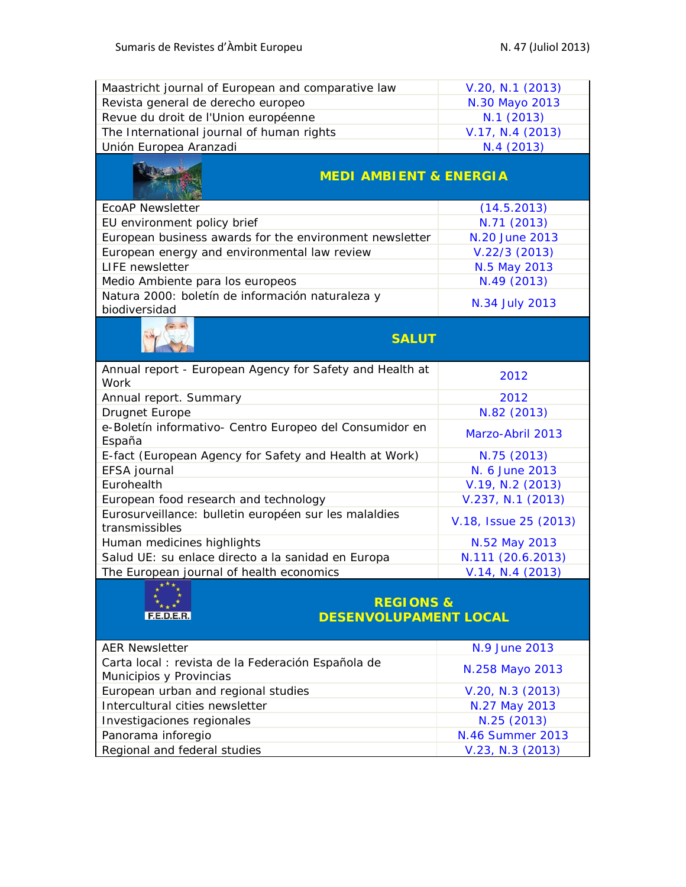| | |
|---|---|
| Maastricht journal of European and comparative law | V.20, N.1 (2013) |
| Revista general de derecho europeo | N.30 Mayo 2013 |
| Revue du droit de l'Union européenne | N.1 (2013) |
| The International journal of human rights | V.17, N.4 (2013) |
| Unión Europea Aranzadi | N.4 (2013) |

## MEDI AMBIENT & ENERGIA

| | |
|---|---|
| EcoAP Newsletter | (14.5.2013) |
| EU environment policy brief | N.71 (2013) |
| European business awards for the environment newsletter | N.20 June 2013 |
| European energy and environmental law review | V.22/3 (2013) |
| LIFE newsletter | N.5 May 2013 |
| Medio Ambiente para los europeos | N.49 (2013) |
| Natura 2000: boletín de información naturaleza y biodiversidad | N.34 July 2013 |

## SALUT

| | |
|---|---|
| Annual report - European Agency for Safety and Health at Work | 2012 |
| Annual report. Summary | 2012 |
| Drugnet Europe | N.82 (2013) |
| e-Boletín informativo- Centro Europeo del Consumidor en España | Marzo-Abril 2013 |
| E-fact (European Agency for Safety and Health at Work) | N.75 (2013) |
| EFSA journal | N. 6 June 2013 |
| Eurohealth | V.19, N.2 (2013) |
| European food research and technology | V.237, N.1 (2013) |
| Eurosurveillance: bulletin européen sur les malaldies transmissibles | V.18, Issue 25 (2013) |
| Human medicines highlights | N.52 May 2013 |
| Salud UE: su enlace directo a la sanidad en Europa | N.111 (20.6.2013) |
| The European journal of health economics | V.14, N.4 (2013) |

## REGIONS & DESENVOLUPAMENT LOCAL

| | |
|---|---|
| AER Newsletter | N.9 June 2013 |
| Carta local : revista de la Federación Española de Municipios y Provincias | N.258 Mayo 2013 |
| European urban and regional studies | V.20, N.3 (2013) |
| Intercultural cities newsletter | N.27 May 2013 |
| Investigaciones regionales | N.25 (2013) |
| Panorama inforegio | N.46 Summer 2013 |
| Regional and federal studies | V.23, N.3 (2013) |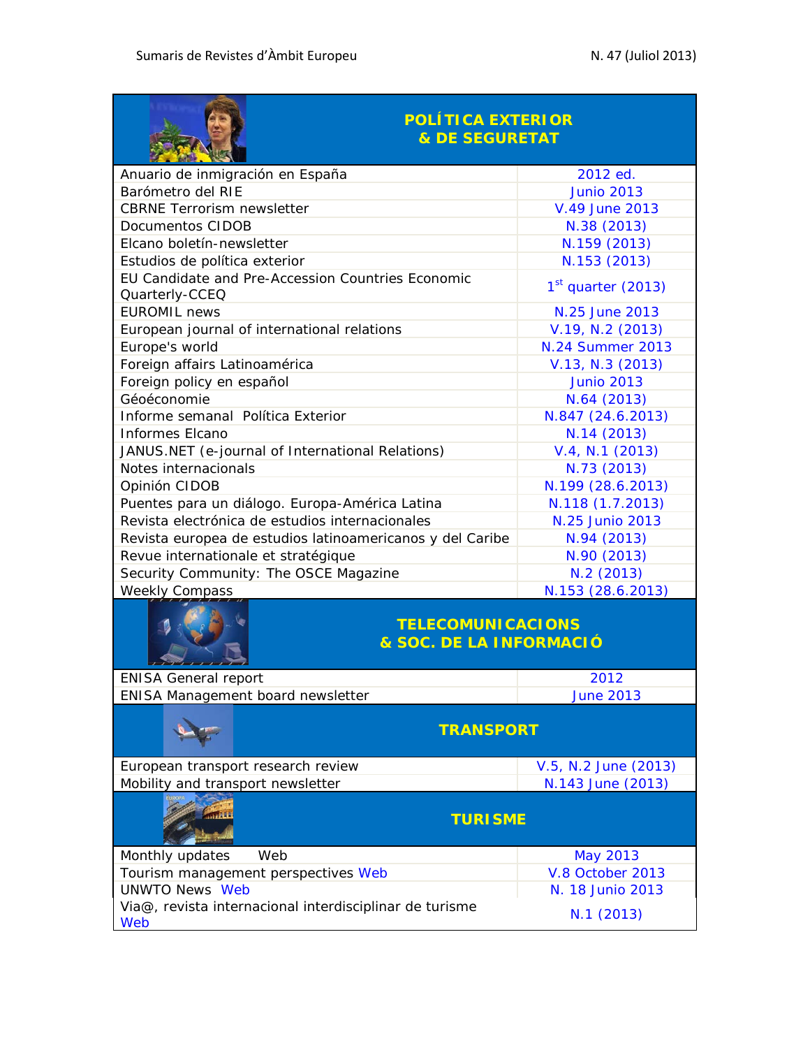## POLÍTICA EXTERIOR & DE SEGURETAT

| | |
|---|---|
| Anuario de inmigración en España | 2012 ed. |
| Barómetro del RIE | Junio 2013 |
| CBRNE Terrorism newsletter | V.49 June 2013 |
| Documentos CIDOB | N.38 (2013) |
| Elcano boletín-newsletter | N.159 (2013) |
| Estudios de política exterior | N.153 (2013) |
| EU Candidate and Pre-Accession Countries Economic Quarterly-CCEQ | 1st quarter (2013) |
| EUROMIL news | N.25 June 2013 |
| European journal of international relations | V.19, N.2 (2013) |
| Europe's world | N.24 Summer 2013 |
| Foreign affairs Latinoamérica | V.13, N.3 (2013) |
| Foreign policy en español | Junio 2013 |
| Géoéconomie | N.64 (2013) |
| Informe semanal Política Exterior | N.847 (24.6.2013) |
| Informes Elcano | N.14 (2013) |
| JANUS.NET (e-journal of International Relations) | V.4, N.1 (2013) |
| Notes internacionals | N.73 (2013) |
| Opinión CIDOB | N.199 (28.6.2013) |
| Puentes para un diálogo. Europa-América Latina | N.118 (1.7.2013) |
| Revista electrónica de estudios internacionales | N.25 Junio 2013 |
| Revista europea de estudios latinoamericanos y del Caribe | N.94 (2013) |
| Revue internationale et stratégique | N.90 (2013) |
| Security Community: The OSCE Magazine | N.2 (2013) |
| Weekly Compass | N.153 (28.6.2013) |

## TELECOMUNICACIONS & SOC. DE LA INFORMACIÓ

| | |
|---|---|
| ENISA General report | 2012 |
| ENISA Management board newsletter | June 2013 |

## TRANSPORT

| | |
|---|---|
| European transport research review | V.5, N.2 June (2013) |
| Mobility and transport newsletter | N.143 June (2013) |

## TURISME

| | |
|---|---|
| Monthly updates Web | May 2013 |
| Tourism management perspectives Web | V.8 October 2013 |
| UNWTO News Web | N. 18 Junio 2013 |
| Via@, revista internacional interdisciplinar de turisme Web | N.1 (2013) |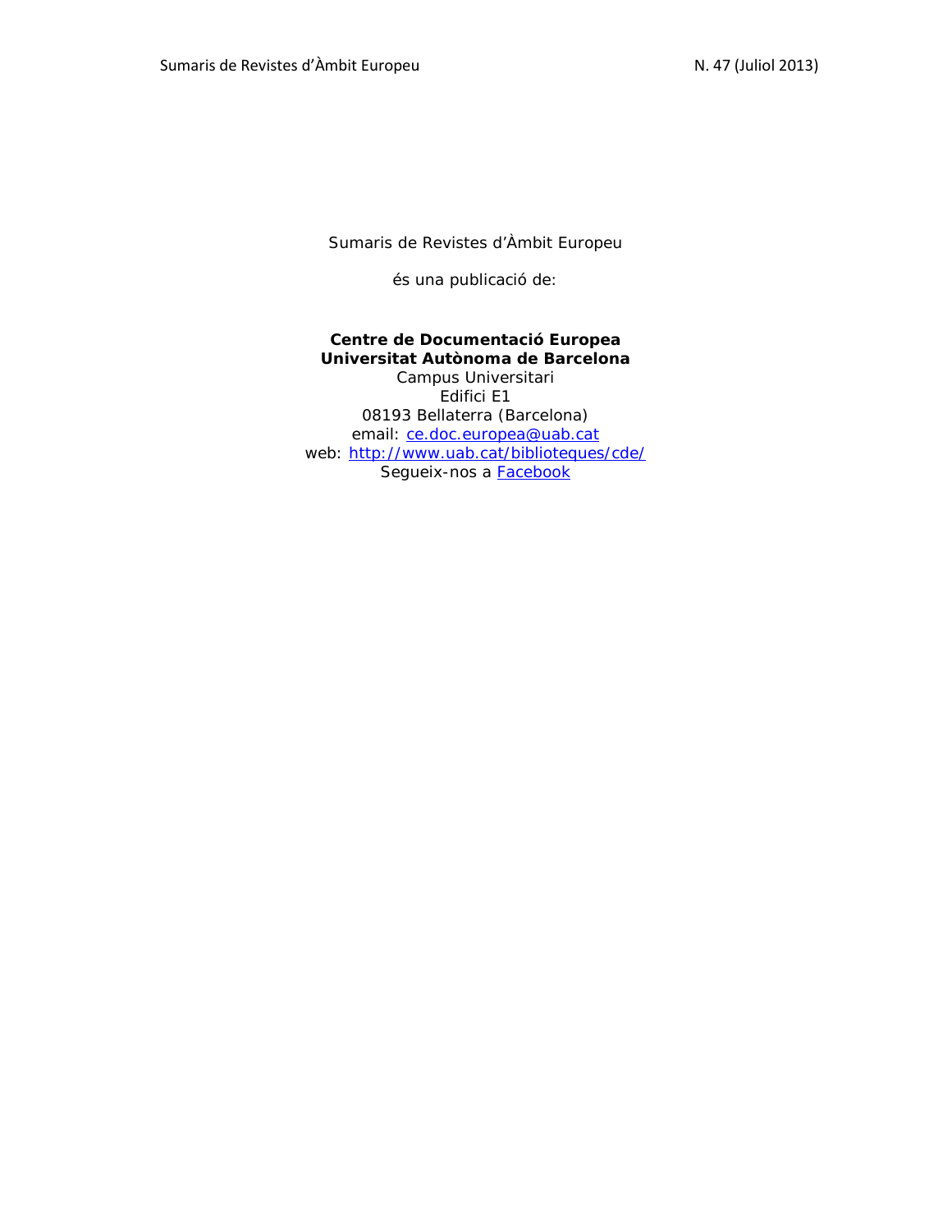Sumaris de Revistes d'Àmbit Europeu

és una publicació de:

**Centre de Documentació Europea**
**Universitat Autònoma de Barcelona**
Campus Universitari
Edifici E1
08193 Bellaterra (Barcelona)
email: [ce.doc.europea@uab.cat](mailto:ce.doc.europea@uab.cat)
web: [http://www.uab.cat/biblioteques/cde/](http://www.uab.cat/biblioteques/cde/)
Segueix-nos a Facebook